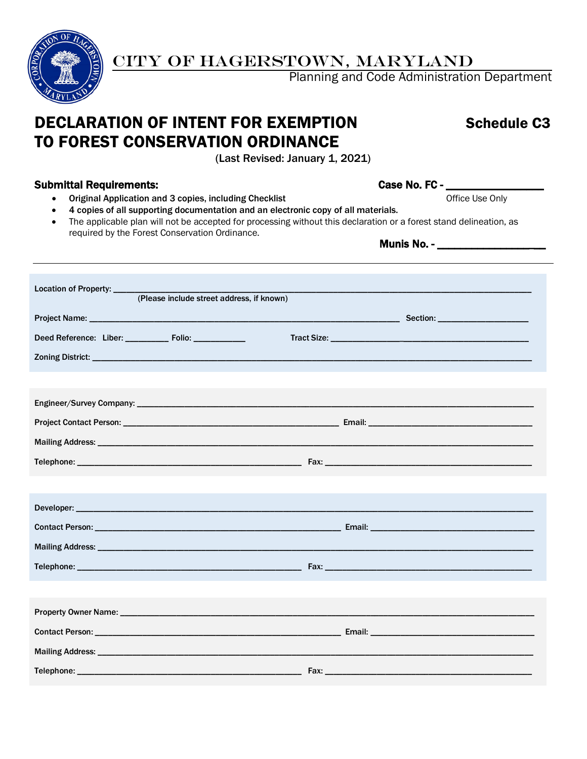CITY OF HAGERSTOWN, MARYLAND
Planning and Code Administration Department

# DECLARATION OF INTENT FOR EXEMPTION TO FOREST CONSERVATION ORDINANCE

**Schedule C3**

(Last Revised: January 1, 2021)

**Case No. FC - \_\_\_\_\_\_\_\_\_\_\_\_\_\_\_\_**
Office Use Only

### Submittal Requirements:

- **Original Application and 3 copies, including Checklist**
- **4 copies of all supporting documentation and an electronic copy of all materials.**
- The applicable plan will not be accepted for processing without this declaration or a forest stand delineation, as required by the Forest Conservation Ordinance.

**Munis No. - \_\_\_\_\_\_\_\_\_\_\_\_\_\_\_\_\_\_\_\_**

---

Location of Property: \_\_\_\_\_\_\_\_\_\_\_\_\_\_\_\_\_\_\_\_\_\_\_\_\_\_\_\_\_\_\_\_\_\_\_\_\_\_\_\_\_\_\_\_\_\_\_\_\_\_\_\_\_\_\_\_
(Please include street address, if known)

Project Name: \_\_\_\_\_\_\_\_\_\_\_\_\_\_\_\_\_\_\_\_\_\_\_\_\_\_\_\_\_\_\_\_\_\_\_\_\_\_\_\_ Section: \_\_\_\_\_\_\_\_\_\_\_\_\_\_\_\_\_\_

Deed Reference: Liber: \_\_\_\_\_\_\_\_\_ Folio: \_\_\_\_\_\_\_\_\_\_\_ Tract Size: \_\_\_\_\_\_\_\_\_\_\_\_\_\_\_\_\_\_\_\_\_\_\_\_\_\_\_\_\_\_

Zoning District: \_\_\_\_\_\_\_\_\_\_\_\_\_\_\_\_\_\_\_\_\_\_\_\_\_\_\_\_\_\_\_\_\_\_\_\_\_\_\_\_\_\_\_\_\_\_\_\_\_\_\_\_\_\_\_\_\_\_\_\_\_\_

Engineer/Survey Company: \_\_\_\_\_\_\_\_\_\_\_\_\_\_\_\_\_\_\_\_\_\_\_\_\_\_\_\_\_\_\_\_\_\_\_\_\_\_\_\_\_\_\_\_\_\_\_\_\_\_\_\_\_\_

Project Contact Person: \_\_\_\_\_\_\_\_\_\_\_\_\_\_\_\_\_\_\_\_\_\_\_\_\_\_\_\_\_\_\_\_ Email: \_\_\_\_\_\_\_\_\_\_\_\_\_\_\_\_\_\_\_\_\_\_\_\_\_\_\_\_

Mailing Address: \_\_\_\_\_\_\_\_\_\_\_\_\_\_\_\_\_\_\_\_\_\_\_\_\_\_\_\_\_\_\_\_\_\_\_\_\_\_\_\_\_\_\_\_\_\_\_\_\_\_\_\_\_\_\_\_\_\_\_\_\_\_

Telephone: \_\_\_\_\_\_\_\_\_\_\_\_\_\_\_\_\_\_\_\_\_\_\_\_\_\_\_\_\_\_\_\_\_\_ Fax: \_\_\_\_\_\_\_\_\_\_\_\_\_\_\_\_\_\_\_\_\_\_\_\_\_\_\_\_\_\_\_\_

Developer: \_\_\_\_\_\_\_\_\_\_\_\_\_\_\_\_\_\_\_\_\_\_\_\_\_\_\_\_\_\_\_\_\_\_\_\_\_\_\_\_\_\_\_\_\_\_\_\_\_\_\_\_\_\_\_\_\_\_\_\_\_\_\_\_\_\_\_\_

Contact Person: \_\_\_\_\_\_\_\_\_\_\_\_\_\_\_\_\_\_\_\_\_\_\_\_\_\_\_\_\_\_\_\_\_\_\_\_ Email: \_\_\_\_\_\_\_\_\_\_\_\_\_\_\_\_\_\_\_\_\_\_\_\_\_\_\_\_

Mailing Address: \_\_\_\_\_\_\_\_\_\_\_\_\_\_\_\_\_\_\_\_\_\_\_\_\_\_\_\_\_\_\_\_\_\_\_\_\_\_\_\_\_\_\_\_\_\_\_\_\_\_\_\_\_\_\_\_\_\_\_\_\_\_

Telephone: \_\_\_\_\_\_\_\_\_\_\_\_\_\_\_\_\_\_\_\_\_\_\_\_\_\_\_\_\_\_\_\_\_\_ Fax: \_\_\_\_\_\_\_\_\_\_\_\_\_\_\_\_\_\_\_\_\_\_\_\_\_\_\_\_\_\_\_\_

Property Owner Name: \_\_\_\_\_\_\_\_\_\_\_\_\_\_\_\_\_\_\_\_\_\_\_\_\_\_\_\_\_\_\_\_\_\_\_\_\_\_\_\_\_\_\_\_\_\_\_\_\_\_\_\_\_\_\_\_\_\_

Contact Person: \_\_\_\_\_\_\_\_\_\_\_\_\_\_\_\_\_\_\_\_\_\_\_\_\_\_\_\_\_\_\_\_\_\_\_\_ Email: \_\_\_\_\_\_\_\_\_\_\_\_\_\_\_\_\_\_\_\_\_\_\_\_\_\_\_\_

Mailing Address: \_\_\_\_\_\_\_\_\_\_\_\_\_\_\_\_\_\_\_\_\_\_\_\_\_\_\_\_\_\_\_\_\_\_\_\_\_\_\_\_\_\_\_\_\_\_\_\_\_\_\_\_\_\_\_\_\_\_\_\_\_\_

Telephone: \_\_\_\_\_\_\_\_\_\_\_\_\_\_\_\_\_\_\_\_\_\_\_\_\_\_\_\_\_\_\_\_\_\_ Fax: \_\_\_\_\_\_\_\_\_\_\_\_\_\_\_\_\_\_\_\_\_\_\_\_\_\_\_\_\_\_\_\_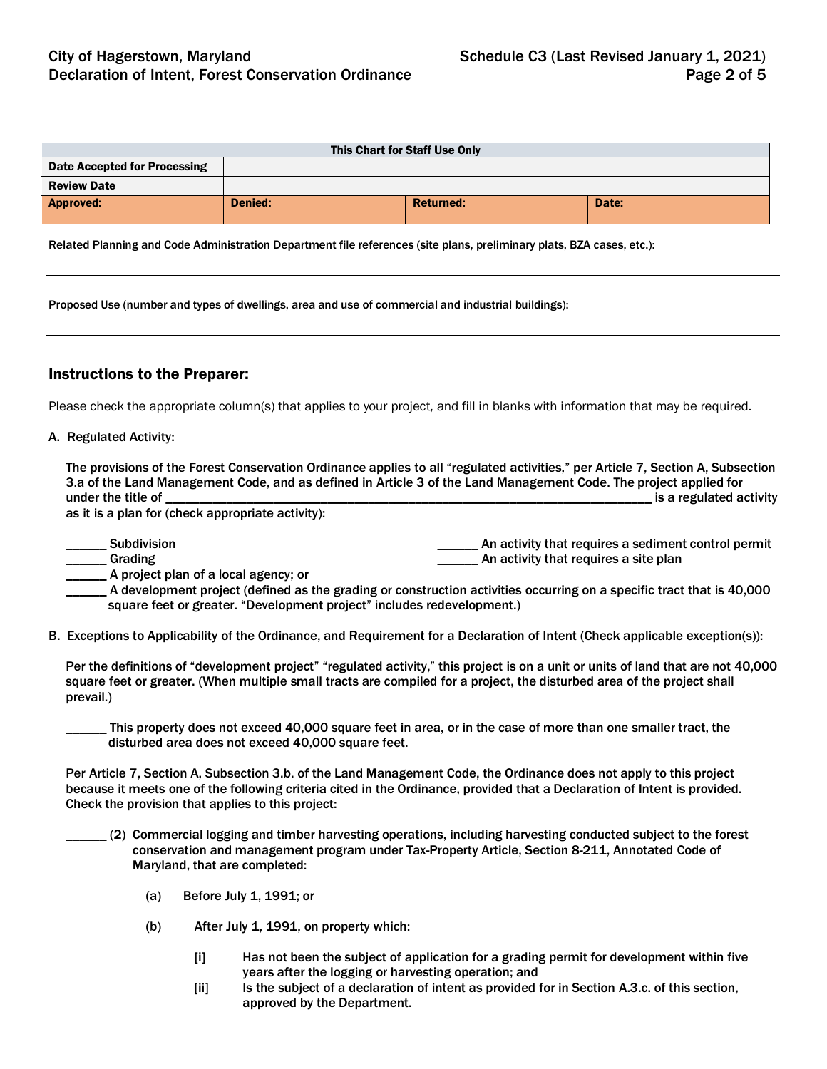| This Chart for Staff Use Only | | | |
|---|---|---|---|
| **Date Accepted for Processing** | | | |
| **Review Date** | | | |
| **Approved:** | **Denied:** | **Returned:** | **Date:** |

Related Planning and Code Administration Department file references (site plans, preliminary plats, BZA cases, etc.):

---

Proposed Use (number and types of dwellings, area and use of commercial and industrial buildings):

---

## Instructions to the Preparer:

Please check the appropriate column(s) that applies to your project, and fill in blanks with information that may be required.

**A. Regulated Activity:**

**The provisions of the Forest Conservation Ordinance applies to all "regulated activities," per Article 7, Section A, Subsection 3.a of the Land Management Code, and as defined in Article 3 of the Land Management Code. The project applied for under the title of \_\_\_\_\_\_\_\_\_\_\_\_\_\_\_\_\_\_\_\_\_\_\_\_\_\_\_\_\_\_\_\_\_\_\_\_\_\_\_\_\_\_\_\_\_\_\_\_\_\_\_\_\_\_\_\_\_\_\_\_\_\_\_\_\_\_ is a regulated activity as it is a plan for (check appropriate activity):**

**\_\_\_\_\_\_ Subdivision**
**\_\_\_\_\_\_ Grading**
**\_\_\_\_\_\_ An activity that requires a sediment control permit**
**\_\_\_\_\_\_ An activity that requires a site plan**
**\_\_\_\_\_\_ A project plan of a local agency; or**
**\_\_\_\_\_\_ A development project (defined as the grading or construction activities occurring on a specific tract that is 40,000 square feet or greater. "Development project" includes redevelopment.)**

**B. Exceptions to Applicability of the Ordinance, and Requirement for a Declaration of Intent (Check applicable exception(s)):**

**Per the definitions of "development project" "regulated activity," this project is on a unit or units of land that are not 40,000 square feet or greater. (When multiple small tracts are compiled for a project, the disturbed area of the project shall prevail.)**

**\_\_\_\_\_\_ This property does not exceed 40,000 square feet in area, or in the case of more than one smaller tract, the disturbed area does not exceed 40,000 square feet.**

**Per Article 7, Section A, Subsection 3.b. of the Land Management Code, the Ordinance does not apply to this project because it meets one of the following criteria cited in the Ordinance, provided that a Declaration of Intent is provided. Check the provision that applies to this project:**

**\_\_\_\_\_\_ (2) Commercial logging and timber harvesting operations, including harvesting conducted subject to the forest conservation and management program under Tax-Property Article, Section 8-211, Annotated Code of Maryland, that are completed:**

**(a) Before July 1, 1991; or**

**(b) After July 1, 1991, on property which:**

**[i] Has not been the subject of application for a grading permit for development within five years after the logging or harvesting operation; and**

**[ii] Is the subject of a declaration of intent as provided for in Section A.3.c. of this section, approved by the Department.**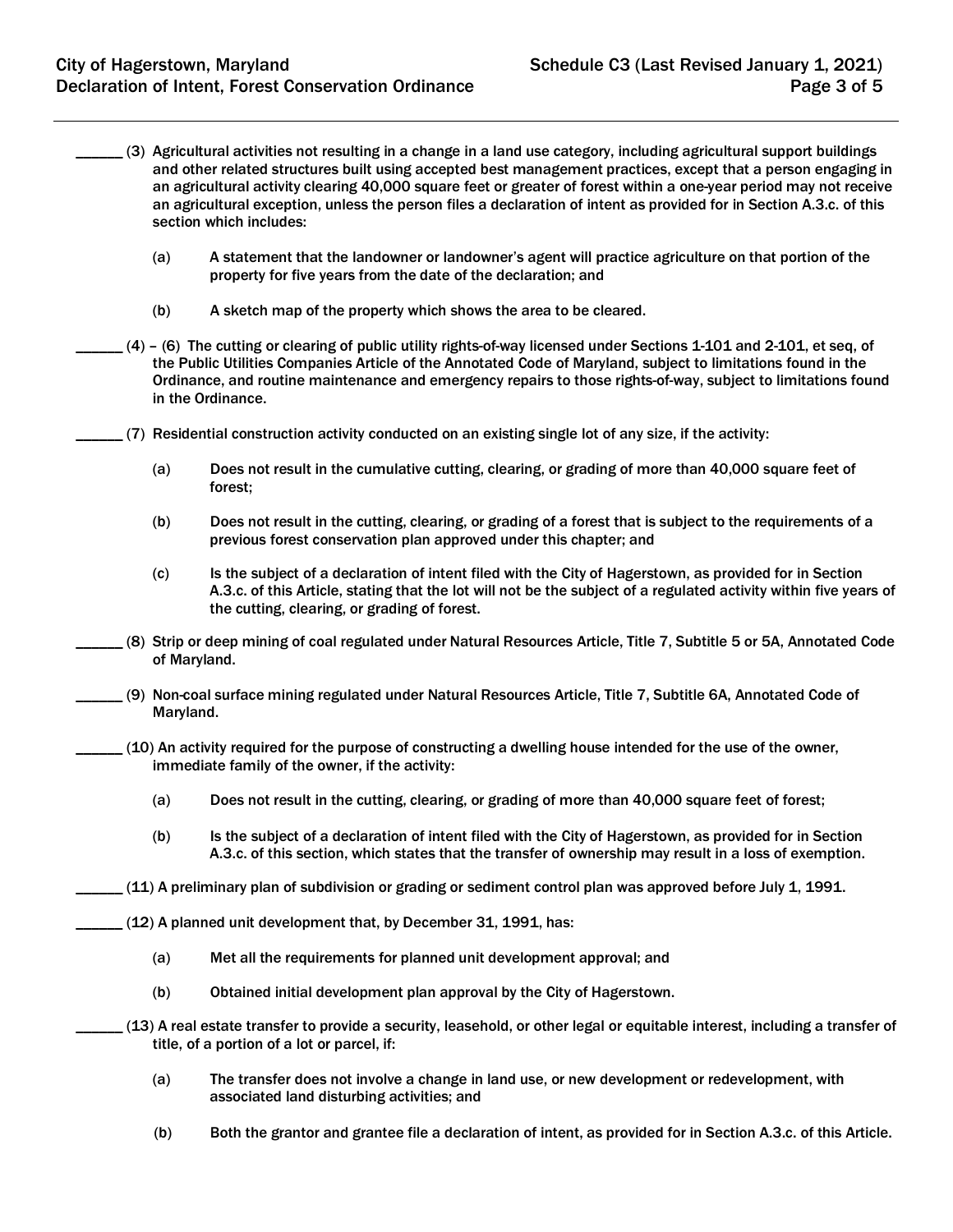______ (3) Agricultural activities not resulting in a change in a land use category, including agricultural support buildings and other related structures built using accepted best management practices, except that a person engaging in an agricultural activity clearing 40,000 square feet or greater of forest within a one-year period may not receive an agricultural exception, unless the person files a declaration of intent as provided for in Section A.3.c. of this section which includes:

(a) A statement that the landowner or landowner's agent will practice agriculture on that portion of the property for five years from the date of the declaration; and

(b) A sketch map of the property which shows the area to be cleared.

______ (4) – (6) The cutting or clearing of public utility rights-of-way licensed under Sections 1-101 and 2-101, et seq, of the Public Utilities Companies Article of the Annotated Code of Maryland, subject to limitations found in the Ordinance, and routine maintenance and emergency repairs to those rights-of-way, subject to limitations found in the Ordinance.

______ (7) Residential construction activity conducted on an existing single lot of any size, if the activity:

(a) Does not result in the cumulative cutting, clearing, or grading of more than 40,000 square feet of forest;

(b) Does not result in the cutting, clearing, or grading of a forest that is subject to the requirements of a previous forest conservation plan approved under this chapter; and

(c) Is the subject of a declaration of intent filed with the City of Hagerstown, as provided for in Section A.3.c. of this Article, stating that the lot will not be the subject of a regulated activity within five years of the cutting, clearing, or grading of forest.

______ (8) Strip or deep mining of coal regulated under Natural Resources Article, Title 7, Subtitle 5 or 5A, Annotated Code of Maryland.

______ (9) Non-coal surface mining regulated under Natural Resources Article, Title 7, Subtitle 6A, Annotated Code of Maryland.

______ (10) An activity required for the purpose of constructing a dwelling house intended for the use of the owner, immediate family of the owner, if the activity:

(a) Does not result in the cutting, clearing, or grading of more than 40,000 square feet of forest;

(b) Is the subject of a declaration of intent filed with the City of Hagerstown, as provided for in Section A.3.c. of this section, which states that the transfer of ownership may result in a loss of exemption.

______ (11) A preliminary plan of subdivision or grading or sediment control plan was approved before July 1, 1991.

______ (12) A planned unit development that, by December 31, 1991, has:

(a) Met all the requirements for planned unit development approval; and

(b) Obtained initial development plan approval by the City of Hagerstown.

______ (13) A real estate transfer to provide a security, leasehold, or other legal or equitable interest, including a transfer of title, of a portion of a lot or parcel, if:

(a) The transfer does not involve a change in land use, or new development or redevelopment, with associated land disturbing activities; and

(b) Both the grantor and grantee file a declaration of intent, as provided for in Section A.3.c. of this Article.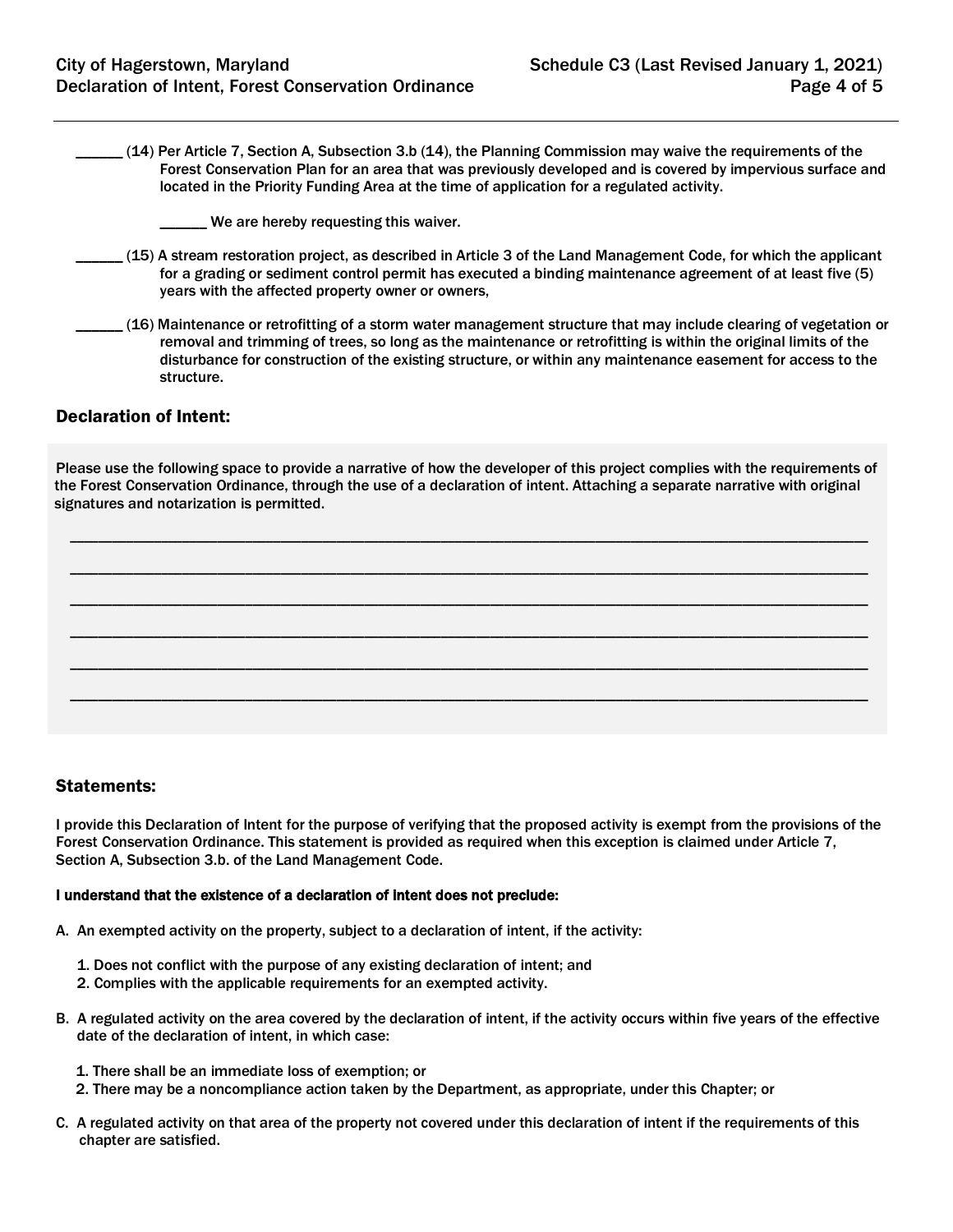______ (14) Per Article 7, Section A, Subsection 3.b (14), the Planning Commission may waive the requirements of the Forest Conservation Plan for an area that was previously developed and is covered by impervious surface and located in the Priority Funding Area at the time of application for a regulated activity.

______ We are hereby requesting this waiver.

______ (15) A stream restoration project, as described in Article 3 of the Land Management Code, for which the applicant for a grading or sediment control permit has executed a binding maintenance agreement of at least five (5) years with the affected property owner or owners,

______ (16) Maintenance or retrofitting of a storm water management structure that may include clearing of vegetation or removal and trimming of trees, so long as the maintenance or retrofitting is within the original limits of the disturbance for construction of the existing structure, or within any maintenance easement for access to the structure.

## Declaration of Intent:

Please use the following space to provide a narrative of how the developer of this project complies with the requirements of the Forest Conservation Ordinance, through the use of a declaration of intent. Attaching a separate narrative with original signatures and notarization is permitted.

______________________________________________________________________________________

______________________________________________________________________________________

______________________________________________________________________________________

______________________________________________________________________________________

______________________________________________________________________________________

______________________________________________________________________________________

## Statements:

I provide this Declaration of Intent for the purpose of verifying that the proposed activity is exempt from the provisions of the Forest Conservation Ordinance. This statement is provided as required when this exception is claimed under Article 7, Section A, Subsection 3.b. of the Land Management Code.

**I understand that the existence of a declaration of intent does not preclude:**

A. An exempted activity on the property, subject to a declaration of intent, if the activity:

   1. Does not conflict with the purpose of any existing declaration of intent; and
   2. Complies with the applicable requirements for an exempted activity.

B. A regulated activity on the area covered by the declaration of intent, if the activity occurs within five years of the effective date of the declaration of intent, in which case:

   1. There shall be an immediate loss of exemption; or
   2. There may be a noncompliance action taken by the Department, as appropriate, under this Chapter; or

C. A regulated activity on that area of the property not covered under this declaration of intent if the requirements of this chapter are satisfied.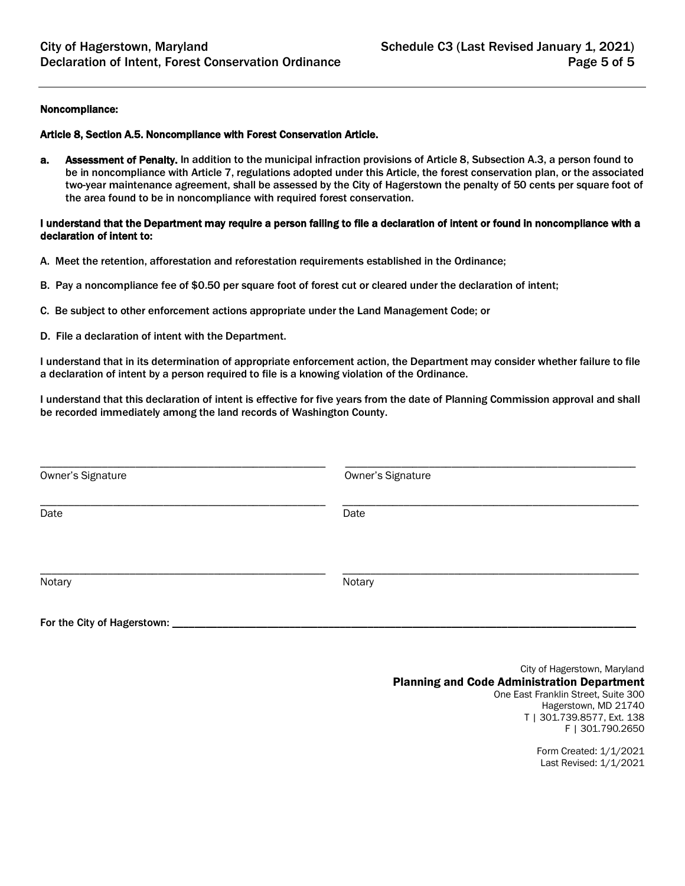**Noncompliance:**

**Article 8, Section A.5. Noncompliance with Forest Conservation Article.**

**a.** **Assessment of Penalty.** In addition to the municipal infraction provisions of Article 8, Subsection A.3, a person found to be in noncompliance with Article 7, regulations adopted under this Article, the forest conservation plan, or the associated two-year maintenance agreement, shall be assessed by the City of Hagerstown the penalty of 50 cents per square foot of the area found to be in noncompliance with required forest conservation.

**I understand that the Department may require a person failing to file a declaration of intent or found in noncompliance with a declaration of intent to:**

A. Meet the retention, afforestation and reforestation requirements established in the Ordinance;

B. Pay a noncompliance fee of $0.50 per square foot of forest cut or cleared under the declaration of intent;

C. Be subject to other enforcement actions appropriate under the Land Management Code; or

D. File a declaration of intent with the Department.

I understand that in its determination of appropriate enforcement action, the Department may consider whether failure to file a declaration of intent by a person required to file is a knowing violation of the Ordinance.

I understand that this declaration of intent is effective for five years from the date of Planning Commission approval and shall be recorded immediately among the land records of Washington County.

| | |
|---|---|
| ______________________________ | ______________________________ |
| Owner's Signature | Owner's Signature |
| ______________________________ | ______________________________ |
| Date | Date |
| ______________________________ | ______________________________ |
| Notary | Notary |

For the City of Hagerstown: ______________________________

City of Hagerstown, Maryland
**Planning and Code Administration Department**
One East Franklin Street, Suite 300
Hagerstown, MD 21740
T | 301.739.8577, Ext. 138
F | 301.790.2650

Form Created: 1/1/2021
Last Revised: 1/1/2021